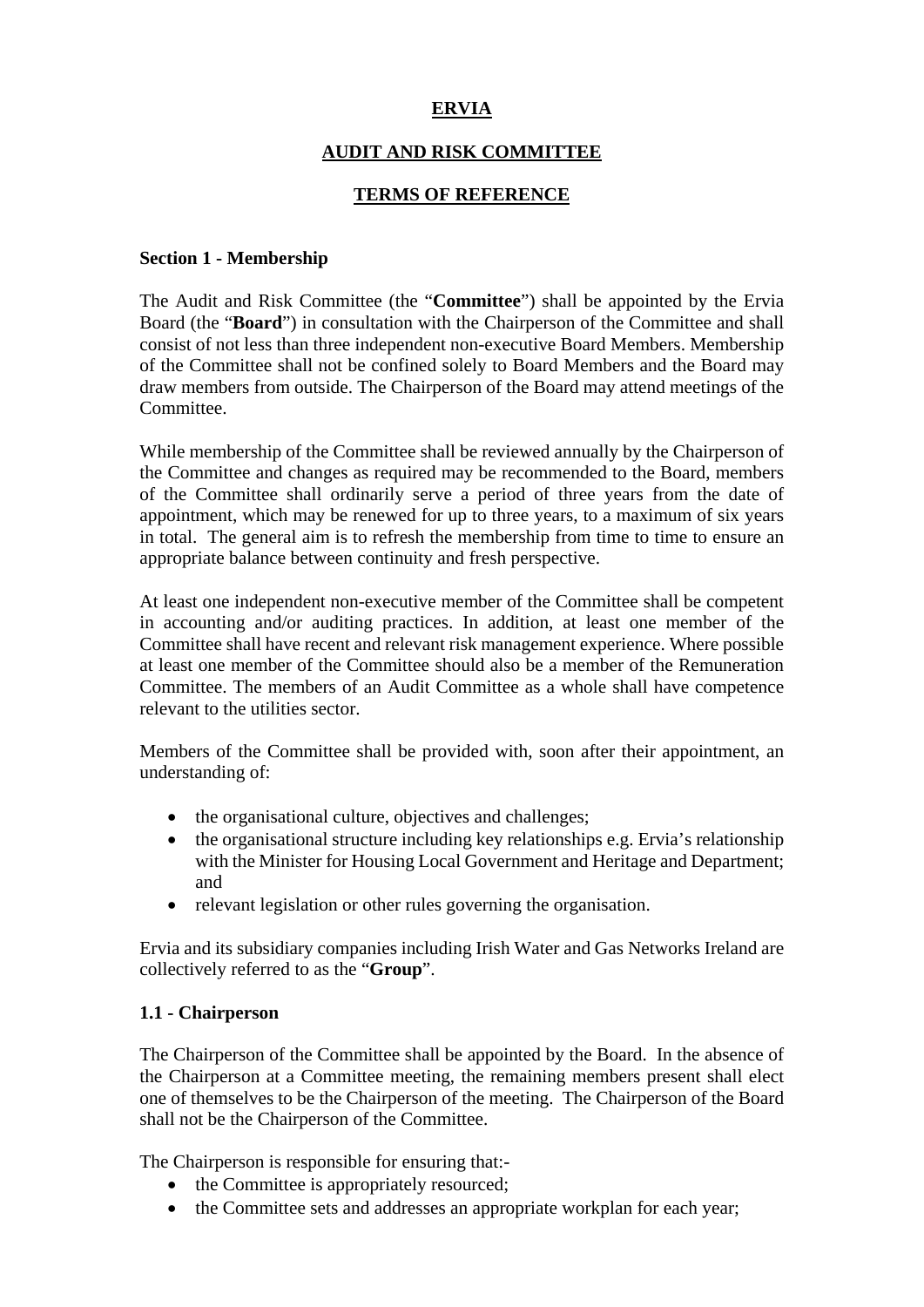# ERVIA

## AUDIT AND RISK COMMITTEE

## TERMS OF REFERENCE

### Section 1 - Membership

The Audit and Risk Committee (the "**Committee**") shall be appointed by the Ervia Board (the "**Board**") in consultation with the Chairperson of the Committee and shall consist of not less than three independent non-executive Board Members. Membership of the Committee shall not be confined solely to Board Members and the Board may draw members from outside. The Chairperson of the Board may attend meetings of the Committee.

While membership of the Committee shall be reviewed annually by the Chairperson of the Committee and changes as required may be recommended to the Board, members of the Committee shall ordinarily serve a period of three years from the date of appointment, which may be renewed for up to three years, to a maximum of six years in total. The general aim is to refresh the membership from time to time to ensure an appropriate balance between continuity and fresh perspective.

At least one independent non-executive member of the Committee shall be competent in accounting and/or auditing practices. In addition, at least one member of the Committee shall have recent and relevant risk management experience. Where possible at least one member of the Committee should also be a member of the Remuneration Committee. The members of an Audit Committee as a whole shall have competence relevant to the utilities sector.

Members of the Committee shall be provided with, soon after their appointment, an understanding of:

- the organisational culture, objectives and challenges;
- the organisational structure including key relationships e.g. Ervia's relationship with the Minister for Housing Local Government and Heritage and Department; and
- relevant legislation or other rules governing the organisation.

Ervia and its subsidiary companies including Irish Water and Gas Networks Ireland are collectively referred to as the "**Group**".

### 1.1 - Chairperson

The Chairperson of the Committee shall be appointed by the Board. In the absence of the Chairperson at a Committee meeting, the remaining members present shall elect one of themselves to be the Chairperson of the meeting. The Chairperson of the Board shall not be the Chairperson of the Committee.

The Chairperson is responsible for ensuring that:-

- the Committee is appropriately resourced;
- the Committee sets and addresses an appropriate workplan for each year;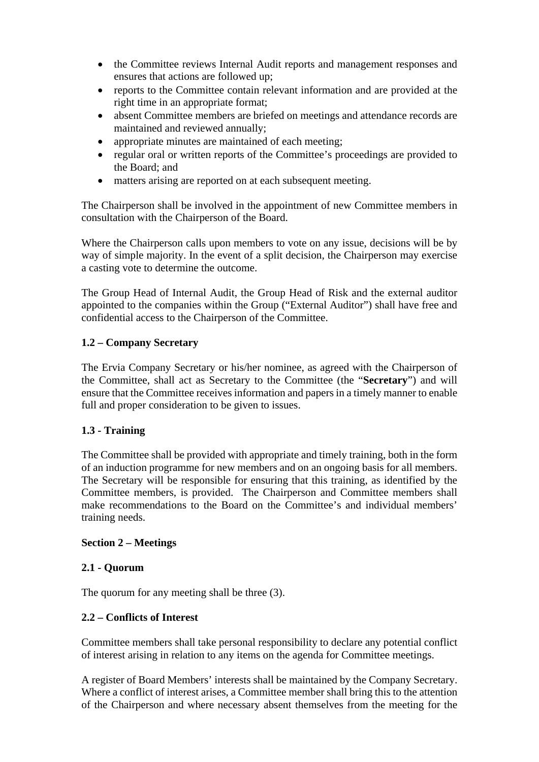- the Committee reviews Internal Audit reports and management responses and ensures that actions are followed up;
- reports to the Committee contain relevant information and are provided at the right time in an appropriate format;
- absent Committee members are briefed on meetings and attendance records are maintained and reviewed annually;
- appropriate minutes are maintained of each meeting;
- regular oral or written reports of the Committee's proceedings are provided to the Board; and
- matters arising are reported on at each subsequent meeting.

The Chairperson shall be involved in the appointment of new Committee members in consultation with the Chairperson of the Board.

Where the Chairperson calls upon members to vote on any issue, decisions will be by way of simple majority. In the event of a split decision, the Chairperson may exercise a casting vote to determine the outcome.

The Group Head of Internal Audit, the Group Head of Risk and the external auditor appointed to the companies within the Group ("External Auditor") shall have free and confidential access to the Chairperson of the Committee.

**1.2 – Company Secretary**

The Ervia Company Secretary or his/her nominee, as agreed with the Chairperson of the Committee, shall act as Secretary to the Committee (the "**Secretary**") and will ensure that the Committee receives information and papers in a timely manner to enable full and proper consideration to be given to issues.

**1.3 - Training**

The Committee shall be provided with appropriate and timely training, both in the form of an induction programme for new members and on an ongoing basis for all members. The Secretary will be responsible for ensuring that this training, as identified by the Committee members, is provided. The Chairperson and Committee members shall make recommendations to the Board on the Committee's and individual members' training needs.

**Section 2 – Meetings**

**2.1 - Quorum**

The quorum for any meeting shall be three (3).

**2.2 – Conflicts of Interest**

Committee members shall take personal responsibility to declare any potential conflict of interest arising in relation to any items on the agenda for Committee meetings.

A register of Board Members' interests shall be maintained by the Company Secretary. Where a conflict of interest arises, a Committee member shall bring this to the attention of the Chairperson and where necessary absent themselves from the meeting for the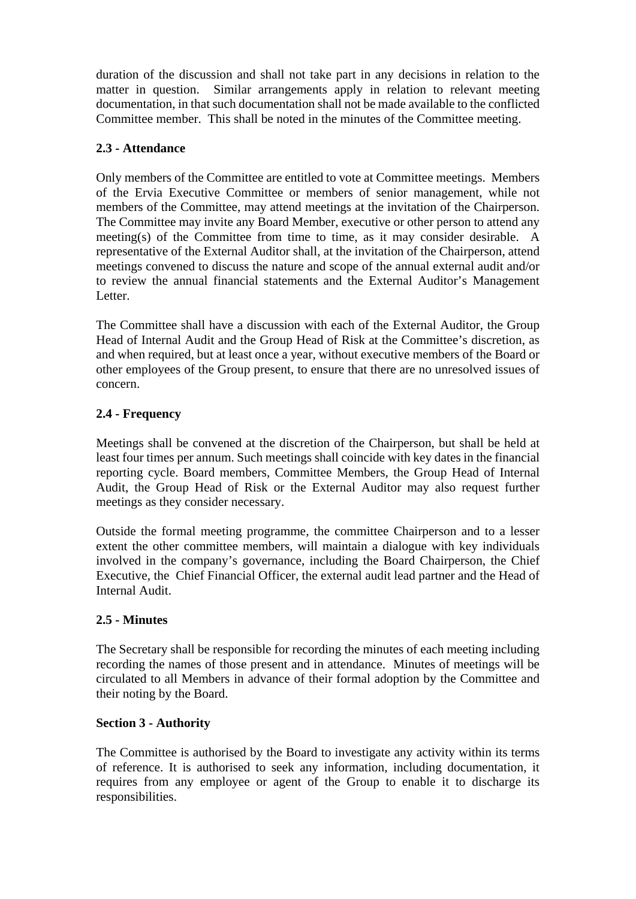duration of the discussion and shall not take part in any decisions in relation to the matter in question. Similar arrangements apply in relation to relevant meeting documentation, in that such documentation shall not be made available to the conflicted Committee member. This shall be noted in the minutes of the Committee meeting.

**2.3 - Attendance**

Only members of the Committee are entitled to vote at Committee meetings. Members of the Ervia Executive Committee or members of senior management, while not members of the Committee, may attend meetings at the invitation of the Chairperson. The Committee may invite any Board Member, executive or other person to attend any meeting(s) of the Committee from time to time, as it may consider desirable. A representative of the External Auditor shall, at the invitation of the Chairperson, attend meetings convened to discuss the nature and scope of the annual external audit and/or to review the annual financial statements and the External Auditor's Management Letter.

The Committee shall have a discussion with each of the External Auditor, the Group Head of Internal Audit and the Group Head of Risk at the Committee's discretion, as and when required, but at least once a year, without executive members of the Board or other employees of the Group present, to ensure that there are no unresolved issues of concern.

**2.4 - Frequency**

Meetings shall be convened at the discretion of the Chairperson, but shall be held at least four times per annum. Such meetings shall coincide with key dates in the financial reporting cycle. Board members, Committee Members, the Group Head of Internal Audit, the Group Head of Risk or the External Auditor may also request further meetings as they consider necessary.

Outside the formal meeting programme, the committee Chairperson and to a lesser extent the other committee members, will maintain a dialogue with key individuals involved in the company's governance, including the Board Chairperson, the Chief Executive, the Chief Financial Officer, the external audit lead partner and the Head of Internal Audit.

**2.5 - Minutes**

The Secretary shall be responsible for recording the minutes of each meeting including recording the names of those present and in attendance. Minutes of meetings will be circulated to all Members in advance of their formal adoption by the Committee and their noting by the Board.

**Section 3 - Authority**

The Committee is authorised by the Board to investigate any activity within its terms of reference. It is authorised to seek any information, including documentation, it requires from any employee or agent of the Group to enable it to discharge its responsibilities.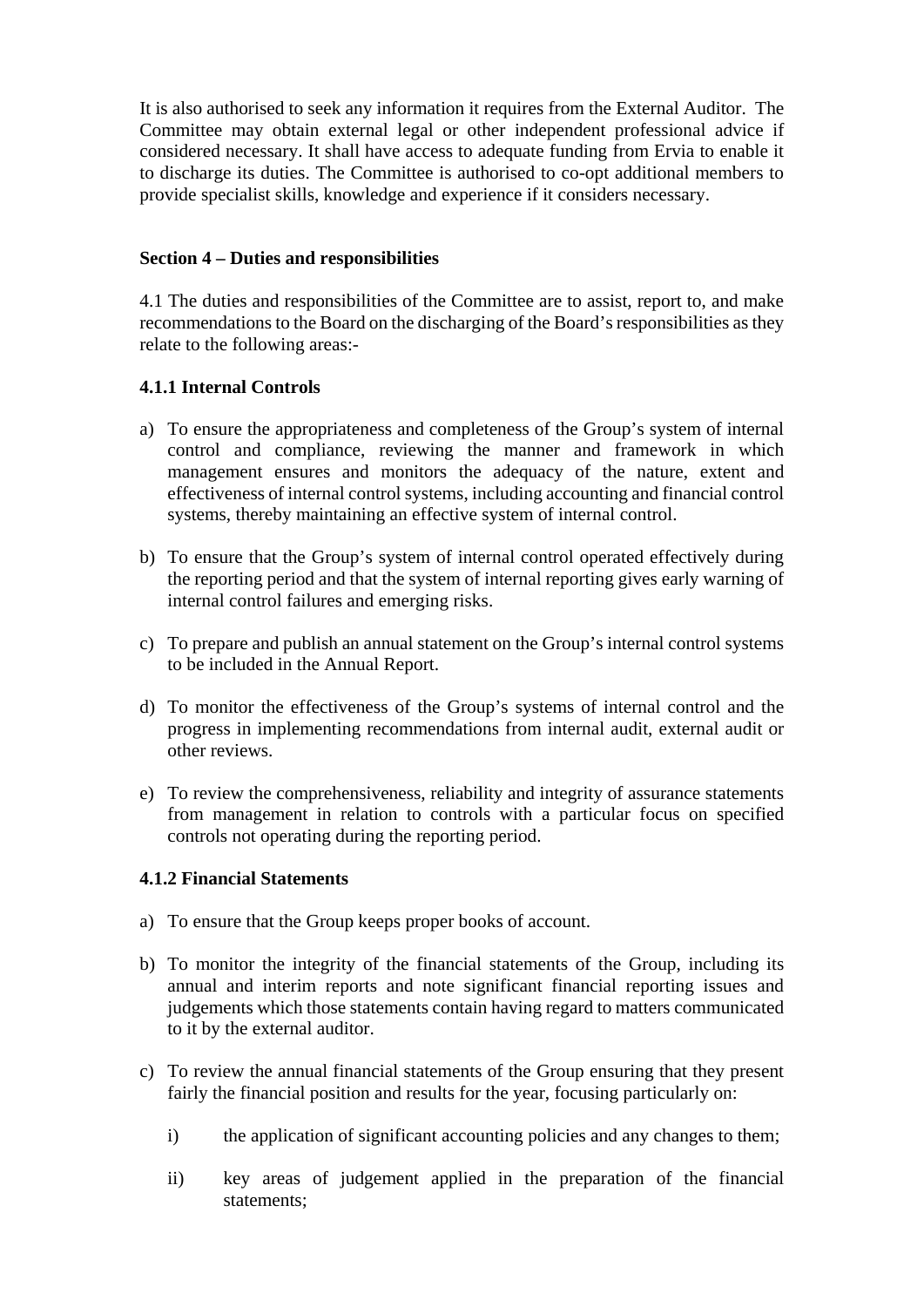It is also authorised to seek any information it requires from the External Auditor. The Committee may obtain external legal or other independent professional advice if considered necessary. It shall have access to adequate funding from Ervia to enable it to discharge its duties. The Committee is authorised to co-opt additional members to provide specialist skills, knowledge and experience if it considers necessary.

**Section 4 – Duties and responsibilities**

4.1 The duties and responsibilities of the Committee are to assist, report to, and make recommendations to the Board on the discharging of the Board's responsibilities as they relate to the following areas:-

**4.1.1 Internal Controls**

a) To ensure the appropriateness and completeness of the Group's system of internal control and compliance, reviewing the manner and framework in which management ensures and monitors the adequacy of the nature, extent and effectiveness of internal control systems, including accounting and financial control systems, thereby maintaining an effective system of internal control.

b) To ensure that the Group's system of internal control operated effectively during the reporting period and that the system of internal reporting gives early warning of internal control failures and emerging risks.

c) To prepare and publish an annual statement on the Group's internal control systems to be included in the Annual Report.

d) To monitor the effectiveness of the Group's systems of internal control and the progress in implementing recommendations from internal audit, external audit or other reviews.

e) To review the comprehensiveness, reliability and integrity of assurance statements from management in relation to controls with a particular focus on specified controls not operating during the reporting period.

**4.1.2 Financial Statements**

a) To ensure that the Group keeps proper books of account.

b) To monitor the integrity of the financial statements of the Group, including its annual and interim reports and note significant financial reporting issues and judgements which those statements contain having regard to matters communicated to it by the external auditor.

c) To review the annual financial statements of the Group ensuring that they present fairly the financial position and results for the year, focusing particularly on:

    i) the application of significant accounting policies and any changes to them;

    ii) key areas of judgement applied in the preparation of the financial statements;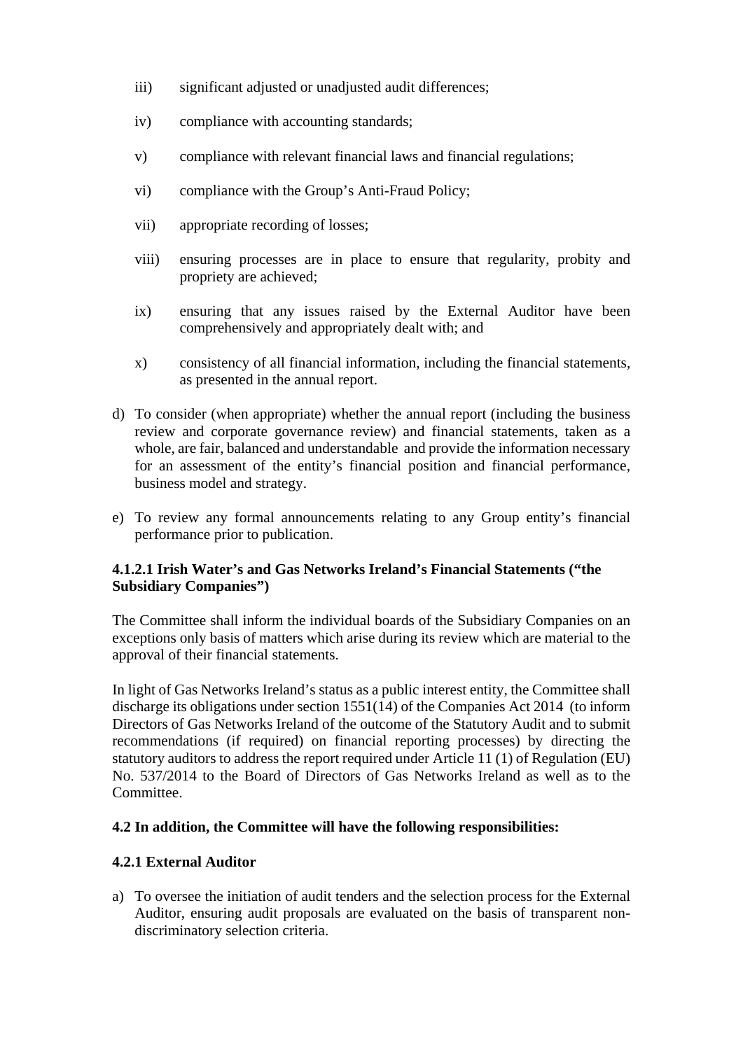iii) significant adjusted or unadjusted audit differences;

iv) compliance with accounting standards;

v) compliance with relevant financial laws and financial regulations;

vi) compliance with the Group's Anti-Fraud Policy;

vii) appropriate recording of losses;

viii) ensuring processes are in place to ensure that regularity, probity and propriety are achieved;

ix) ensuring that any issues raised by the External Auditor have been comprehensively and appropriately dealt with; and

x) consistency of all financial information, including the financial statements, as presented in the annual report.

d) To consider (when appropriate) whether the annual report (including the business review and corporate governance review) and financial statements, taken as a whole, are fair, balanced and understandable and provide the information necessary for an assessment of the entity's financial position and financial performance, business model and strategy.

e) To review any formal announcements relating to any Group entity's financial performance prior to publication.

**4.1.2.1 Irish Water's and Gas Networks Ireland's Financial Statements ("the Subsidiary Companies")**

The Committee shall inform the individual boards of the Subsidiary Companies on an exceptions only basis of matters which arise during its review which are material to the approval of their financial statements.

In light of Gas Networks Ireland's status as a public interest entity, the Committee shall discharge its obligations under section 1551(14) of the Companies Act 2014 (to inform Directors of Gas Networks Ireland of the outcome of the Statutory Audit and to submit recommendations (if required) on financial reporting processes) by directing the statutory auditors to address the report required under Article 11 (1) of Regulation (EU) No. 537/2014 to the Board of Directors of Gas Networks Ireland as well as to the Committee.

**4.2 In addition, the Committee will have the following responsibilities:**

**4.2.1 External Auditor**

a) To oversee the initiation of audit tenders and the selection process for the External Auditor, ensuring audit proposals are evaluated on the basis of transparent non-discriminatory selection criteria.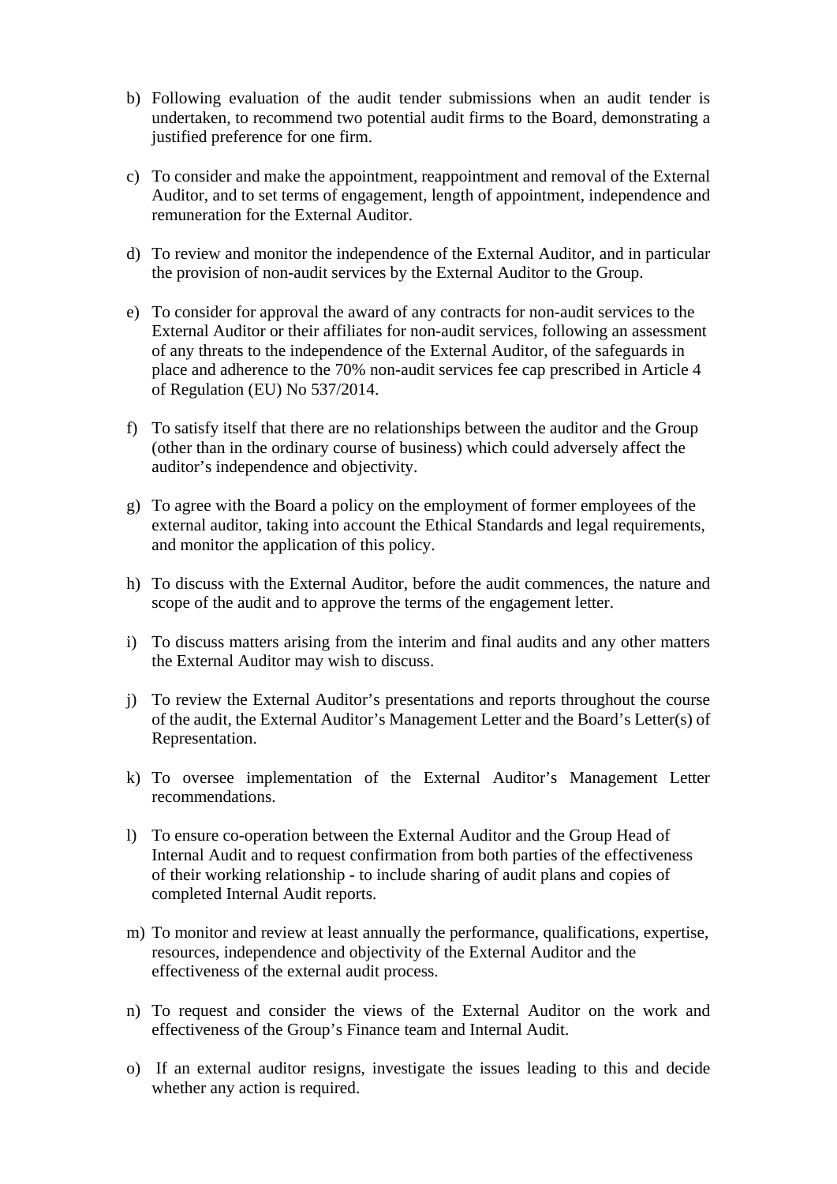b) Following evaluation of the audit tender submissions when an audit tender is undertaken, to recommend two potential audit firms to the Board, demonstrating a justified preference for one firm.

c) To consider and make the appointment, reappointment and removal of the External Auditor, and to set terms of engagement, length of appointment, independence and remuneration for the External Auditor.

d) To review and monitor the independence of the External Auditor, and in particular the provision of non-audit services by the External Auditor to the Group.

e) To consider for approval the award of any contracts for non-audit services to the External Auditor or their affiliates for non-audit services, following an assessment of any threats to the independence of the External Auditor, of the safeguards in place and adherence to the 70% non-audit services fee cap prescribed in Article 4 of Regulation (EU) No 537/2014.

f) To satisfy itself that there are no relationships between the auditor and the Group (other than in the ordinary course of business) which could adversely affect the auditor's independence and objectivity.

g) To agree with the Board a policy on the employment of former employees of the external auditor, taking into account the Ethical Standards and legal requirements, and monitor the application of this policy.

h) To discuss with the External Auditor, before the audit commences, the nature and scope of the audit and to approve the terms of the engagement letter.

i) To discuss matters arising from the interim and final audits and any other matters the External Auditor may wish to discuss.

j) To review the External Auditor's presentations and reports throughout the course of the audit, the External Auditor's Management Letter and the Board's Letter(s) of Representation.

k) To oversee implementation of the External Auditor's Management Letter recommendations.

l) To ensure co-operation between the External Auditor and the Group Head of Internal Audit and to request confirmation from both parties of the effectiveness of their working relationship - to include sharing of audit plans and copies of completed Internal Audit reports.

m) To monitor and review at least annually the performance, qualifications, expertise, resources, independence and objectivity of the External Auditor and the effectiveness of the external audit process.

n) To request and consider the views of the External Auditor on the work and effectiveness of the Group's Finance team and Internal Audit.

o) If an external auditor resigns, investigate the issues leading to this and decide whether any action is required.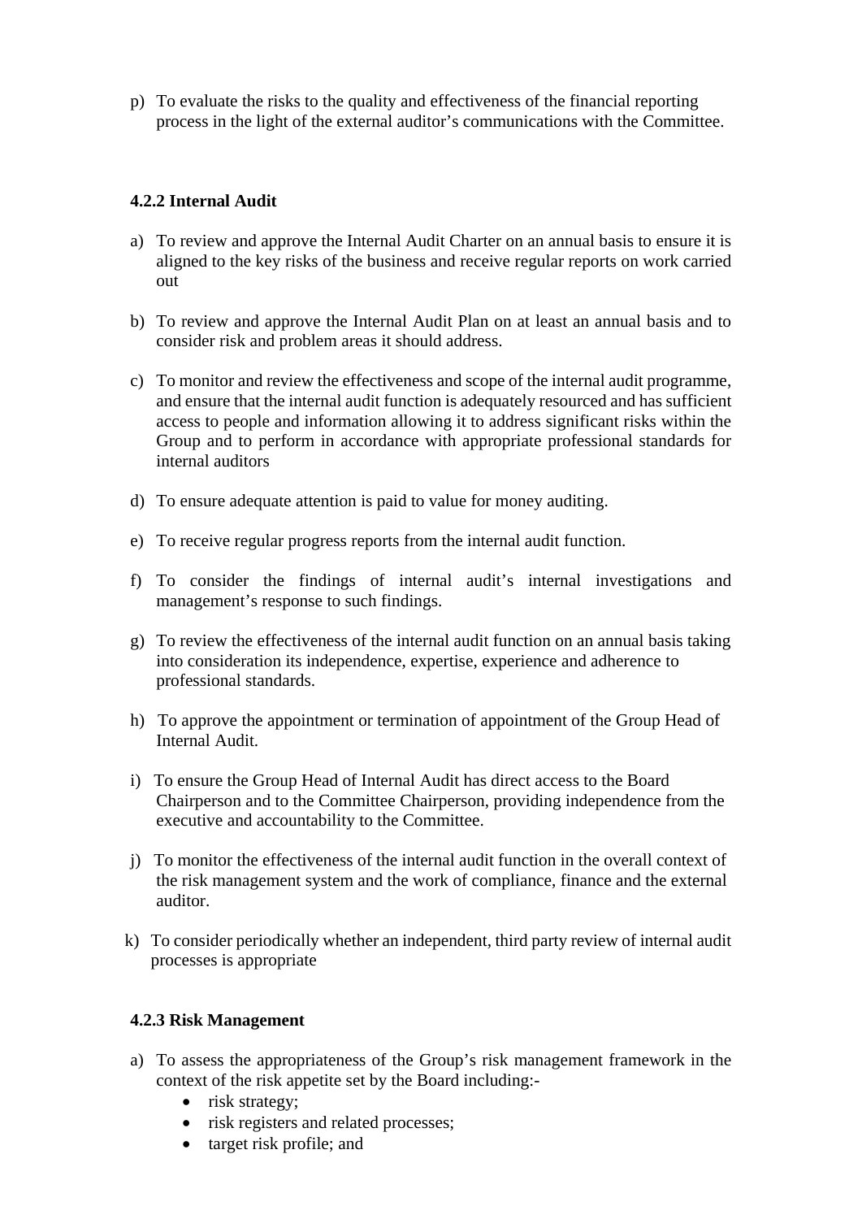p) To evaluate the risks to the quality and effectiveness of the financial reporting process in the light of the external auditor's communications with the Committee.

**4.2.2 Internal Audit**

a) To review and approve the Internal Audit Charter on an annual basis to ensure it is aligned to the key risks of the business and receive regular reports on work carried out

b) To review and approve the Internal Audit Plan on at least an annual basis and to consider risk and problem areas it should address.

c) To monitor and review the effectiveness and scope of the internal audit programme, and ensure that the internal audit function is adequately resourced and has sufficient access to people and information allowing it to address significant risks within the Group and to perform in accordance with appropriate professional standards for internal auditors

d) To ensure adequate attention is paid to value for money auditing.

e) To receive regular progress reports from the internal audit function.

f) To consider the findings of internal audit's internal investigations and management's response to such findings.

g) To review the effectiveness of the internal audit function on an annual basis taking into consideration its independence, expertise, experience and adherence to professional standards.

h) To approve the appointment or termination of appointment of the Group Head of Internal Audit.

i) To ensure the Group Head of Internal Audit has direct access to the Board Chairperson and to the Committee Chairperson, providing independence from the executive and accountability to the Committee.

j) To monitor the effectiveness of the internal audit function in the overall context of the risk management system and the work of compliance, finance and the external auditor.

k) To consider periodically whether an independent, third party review of internal audit processes is appropriate

**4.2.3 Risk Management**

a) To assess the appropriateness of the Group's risk management framework in the context of the risk appetite set by the Board including:-
   - risk strategy;
   - risk registers and related processes;
   - target risk profile; and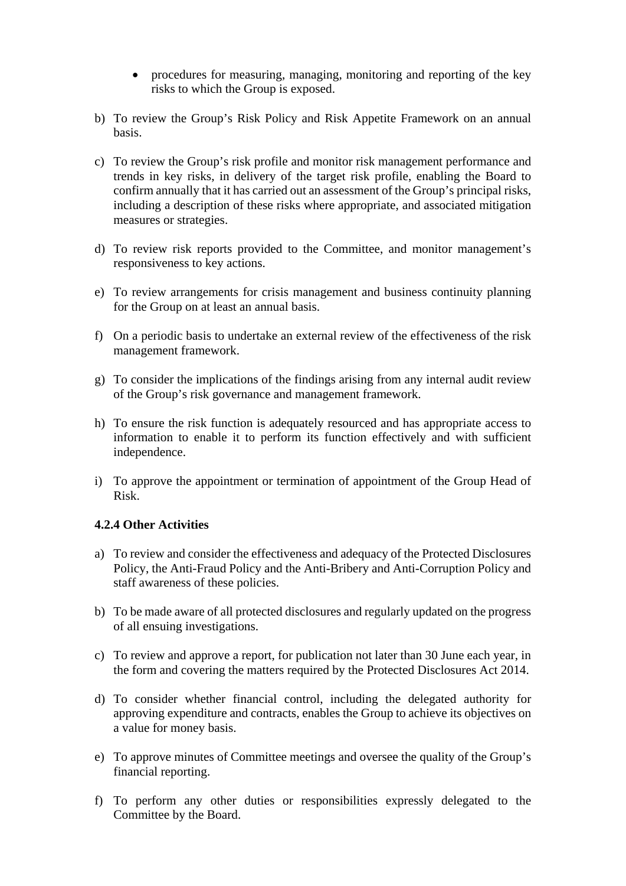- procedures for measuring, managing, monitoring and reporting of the key risks to which the Group is exposed.

b) To review the Group's Risk Policy and Risk Appetite Framework on an annual basis.

c) To review the Group's risk profile and monitor risk management performance and trends in key risks, in delivery of the target risk profile, enabling the Board to confirm annually that it has carried out an assessment of the Group's principal risks, including a description of these risks where appropriate, and associated mitigation measures or strategies.

d) To review risk reports provided to the Committee, and monitor management's responsiveness to key actions.

e) To review arrangements for crisis management and business continuity planning for the Group on at least an annual basis.

f) On a periodic basis to undertake an external review of the effectiveness of the risk management framework.

g) To consider the implications of the findings arising from any internal audit review of the Group's risk governance and management framework.

h) To ensure the risk function is adequately resourced and has appropriate access to information to enable it to perform its function effectively and with sufficient independence.

i) To approve the appointment or termination of appointment of the Group Head of Risk.

**4.2.4 Other Activities**

a) To review and consider the effectiveness and adequacy of the Protected Disclosures Policy, the Anti-Fraud Policy and the Anti-Bribery and Anti-Corruption Policy and staff awareness of these policies.

b) To be made aware of all protected disclosures and regularly updated on the progress of all ensuing investigations.

c) To review and approve a report, for publication not later than 30 June each year, in the form and covering the matters required by the Protected Disclosures Act 2014.

d) To consider whether financial control, including the delegated authority for approving expenditure and contracts, enables the Group to achieve its objectives on a value for money basis.

e) To approve minutes of Committee meetings and oversee the quality of the Group's financial reporting.

f) To perform any other duties or responsibilities expressly delegated to the Committee by the Board.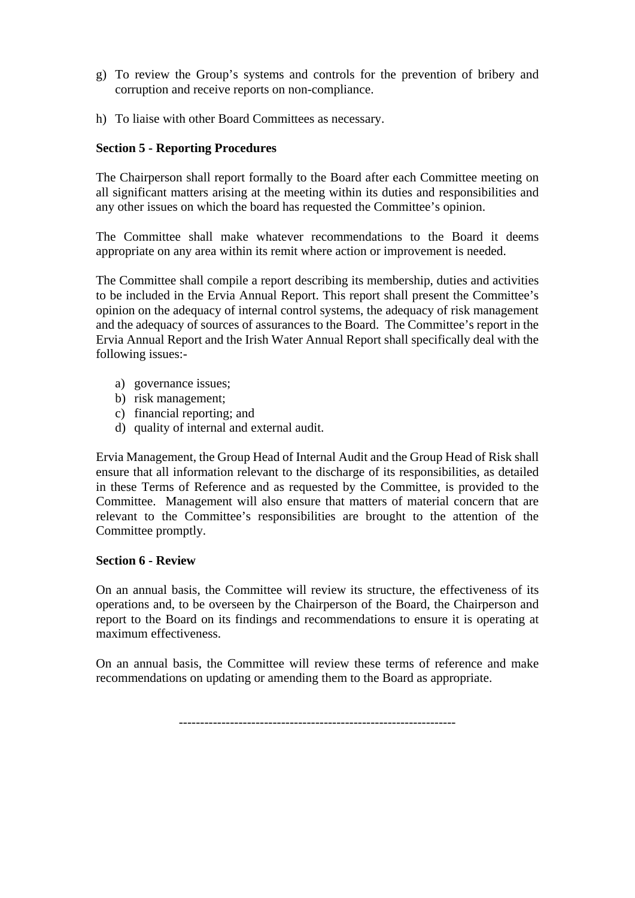g) To review the Group's systems and controls for the prevention of bribery and corruption and receive reports on non-compliance.

h) To liaise with other Board Committees as necessary.

**Section 5 - Reporting Procedures**

The Chairperson shall report formally to the Board after each Committee meeting on all significant matters arising at the meeting within its duties and responsibilities and any other issues on which the board has requested the Committee's opinion.

The Committee shall make whatever recommendations to the Board it deems appropriate on any area within its remit where action or improvement is needed.

The Committee shall compile a report describing its membership, duties and activities to be included in the Ervia Annual Report. This report shall present the Committee's opinion on the adequacy of internal control systems, the adequacy of risk management and the adequacy of sources of assurances to the Board. The Committee's report in the Ervia Annual Report and the Irish Water Annual Report shall specifically deal with the following issues:-

a) governance issues;
b) risk management;
c) financial reporting; and
d) quality of internal and external audit.

Ervia Management, the Group Head of Internal Audit and the Group Head of Risk shall ensure that all information relevant to the discharge of its responsibilities, as detailed in these Terms of Reference and as requested by the Committee, is provided to the Committee. Management will also ensure that matters of material concern that are relevant to the Committee's responsibilities are brought to the attention of the Committee promptly.

**Section 6 - Review**

On an annual basis, the Committee will review its structure, the effectiveness of its operations and, to be overseen by the Chairperson of the Board, the Chairperson and report to the Board on its findings and recommendations to ensure it is operating at maximum effectiveness.

On an annual basis, the Committee will review these terms of reference and make recommendations on updating or amending them to the Board as appropriate.

---------------------------------------------------------------